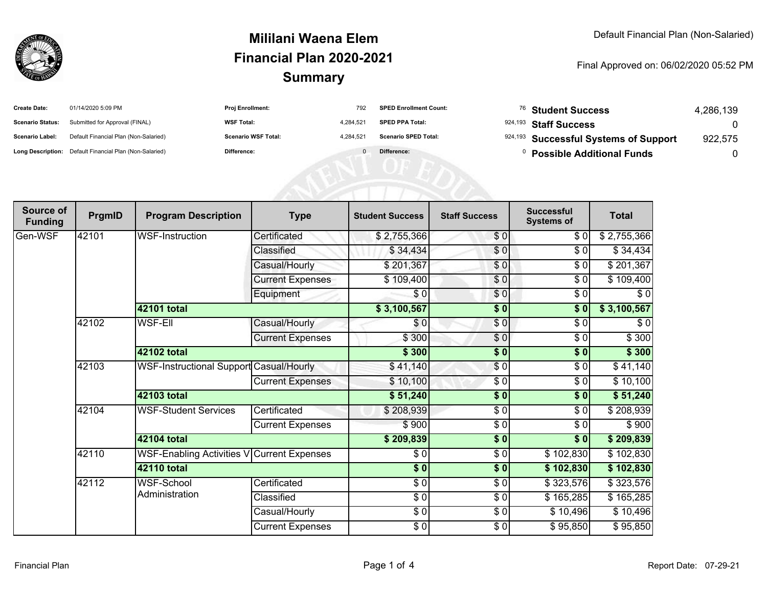# Mililani Waena Elem
# Financial Plan 2020-2021
# Summary

Default Financial Plan (Non-Salaried)

Final Approved on: 06/02/2020 05:52 PM

| | | | | | | | |
|---|---|---|---|---|---|---|---|
| **Create Date:** | 01/14/2020 5:09 PM | **Proj Enrollment:** | 792 | **SPED Enrollment Count:** | 76 | **Student Success** | 4,286,139 |
| **Scenario Status:** | Submitted for Approval (FINAL) | **WSF Total:** | 4,284,521 | **SPED PPA Total:** | 924,193 | **Staff Success** | 0 |
| **Scenario Label:** | Default Financial Plan (Non-Salaried) | **Scenario WSF Total:** | 4,284,521 | **Scenario SPED Total:** | 924,193 | **Successful Systems of Support** | 922,575 |
| **Long Description:** | Default Financial Plan (Non-Salaried) | **Difference:** | 0 | **Difference:** | 0 | **Possible Additional Funds** | 0 |

| Source of Funding | PrgmID | Program Description | Type | Student Success | Staff Success | Successful Systems of | Total |
|---|---|---|---|---|---|---|---|
| Gen-WSF | 42101 | WSF-Instruction | Certificated | $ 2,755,366 | $ 0 | $ 0 | $ 2,755,366 |
| | | | Classified | $ 34,434 | $ 0 | $ 0 | $ 34,434 |
| | | | Casual/Hourly | $ 201,367 | $ 0 | $ 0 | $ 201,367 |
| | | | Current Expenses | $ 109,400 | $ 0 | $ 0 | $ 109,400 |
| | | | Equipment | $ 0 | $ 0 | $ 0 | $ 0 |
| | | **42101 total** | | **$ 3,100,567** | **$ 0** | **$ 0** | **$ 3,100,567** |
| | 42102 | WSF-Ell | Casual/Hourly | $ 0 | $ 0 | $ 0 | $ 0 |
| | | | Current Expenses | $ 300 | $ 0 | $ 0 | $ 300 |
| | | **42102 total** | | **$ 300** | **$ 0** | **$ 0** | **$ 300** |
| | 42103 | WSF-Instructional Support | Casual/Hourly | $ 41,140 | $ 0 | $ 0 | $ 41,140 |
| | | | Current Expenses | $ 10,100 | $ 0 | $ 0 | $ 10,100 |
| | | **42103 total** | | **$ 51,240** | **$ 0** | **$ 0** | **$ 51,240** |
| | 42104 | WSF-Student Services | Certificated | $ 208,939 | $ 0 | $ 0 | $ 208,939 |
| | | | Current Expenses | $ 900 | $ 0 | $ 0 | $ 900 |
| | | **42104 total** | | **$ 209,839** | **$ 0** | **$ 0** | **$ 209,839** |
| | 42110 | WSF-Enabling Activities V | Current Expenses | $ 0 | $ 0 | $ 102,830 | $ 102,830 |
| | | **42110 total** | | **$ 0** | **$ 0** | **$ 102,830** | **$ 102,830** |
| | 42112 | WSF-School Administration | Certificated | $ 0 | $ 0 | $ 323,576 | $ 323,576 |
| | | | Classified | $ 0 | $ 0 | $ 165,285 | $ 165,285 |
| | | | Casual/Hourly | $ 0 | $ 0 | $ 10,496 | $ 10,496 |
| | | | Current Expenses | $ 0 | $ 0 | $ 95,850 | $ 95,850 |

Report Date: 07-29-21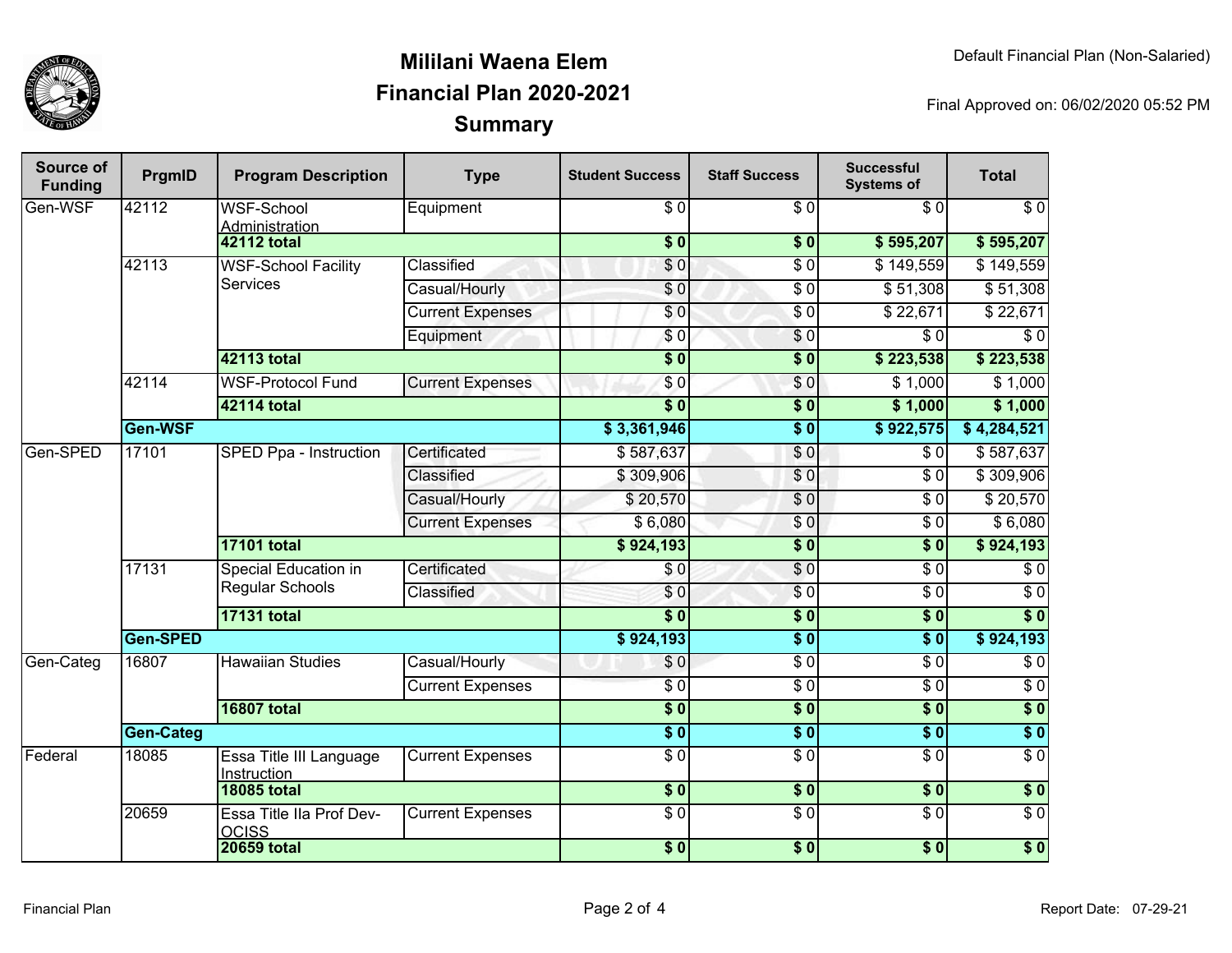# Mililani Waena Elem
# Financial Plan 2020-2021
# Summary

Default Financial Plan (Non-Salaried)

Final Approved on: 06/02/2020 05:52 PM

| Source of Funding | PrgmID | Program Description | Type | Student Success | Staff Success | Successful Systems of | Total |
|---|---|---|---|---|---|---|---|
| Gen-WSF | 42112 | WSF-School Administration | Equipment | $ 0 | $ 0 | $ 0 | $ 0 |
| | | **42112 total** | | **$ 0** | **$ 0** | **$ 595,207** | **$ 595,207** |
| | 42113 | WSF-School Facility Services | Classified | $ 0 | $ 0 | $ 149,559 | $ 149,559 |
| | | | Casual/Hourly | $ 0 | $ 0 | $ 51,308 | $ 51,308 |
| | | | Current Expenses | $ 0 | $ 0 | $ 22,671 | $ 22,671 |
| | | | Equipment | $ 0 | $ 0 | $ 0 | $ 0 |
| | | **42113 total** | | **$ 0** | **$ 0** | **$ 223,538** | **$ 223,538** |
| | 42114 | WSF-Protocol Fund | Current Expenses | $ 0 | $ 0 | $ 1,000 | $ 1,000 |
| | | **42114 total** | | **$ 0** | **$ 0** | **$ 1,000** | **$ 1,000** |
| | **Gen-WSF** | | | **$ 3,361,946** | **$ 0** | **$ 922,575** | **$ 4,284,521** |
| Gen-SPED | 17101 | SPED Ppa - Instruction | Certificated | $ 587,637 | $ 0 | $ 0 | $ 587,637 |
| | | | Classified | $ 309,906 | $ 0 | $ 0 | $ 309,906 |
| | | | Casual/Hourly | $ 20,570 | $ 0 | $ 0 | $ 20,570 |
| | | | Current Expenses | $ 6,080 | $ 0 | $ 0 | $ 6,080 |
| | | **17101 total** | | **$ 924,193** | **$ 0** | **$ 0** | **$ 924,193** |
| | 17131 | Special Education in Regular Schools | Certificated | $ 0 | $ 0 | $ 0 | $ 0 |
| | | | Classified | $ 0 | $ 0 | $ 0 | $ 0 |
| | | **17131 total** | | **$ 0** | **$ 0** | **$ 0** | **$ 0** |
| | **Gen-SPED** | | | **$ 924,193** | **$ 0** | **$ 0** | **$ 924,193** |
| Gen-Categ | 16807 | Hawaiian Studies | Casual/Hourly | $ 0 | $ 0 | $ 0 | $ 0 |
| | | | Current Expenses | $ 0 | $ 0 | $ 0 | $ 0 |
| | | **16807 total** | | **$ 0** | **$ 0** | **$ 0** | **$ 0** |
| | **Gen-Categ** | | | **$ 0** | **$ 0** | **$ 0** | **$ 0** |
| Federal | 18085 | Essa Title III Language Instruction | Current Expenses | $ 0 | $ 0 | $ 0 | $ 0 |
| | | **18085 total** | | **$ 0** | **$ 0** | **$ 0** | **$ 0** |
| | 20659 | Essa Title IIa Prof Dev-OCISS | Current Expenses | $ 0 | $ 0 | $ 0 | $ 0 |
| | | **20659 total** | | **$ 0** | **$ 0** | **$ 0** | **$ 0** |

Financial Plan

Report Date: 07-29-21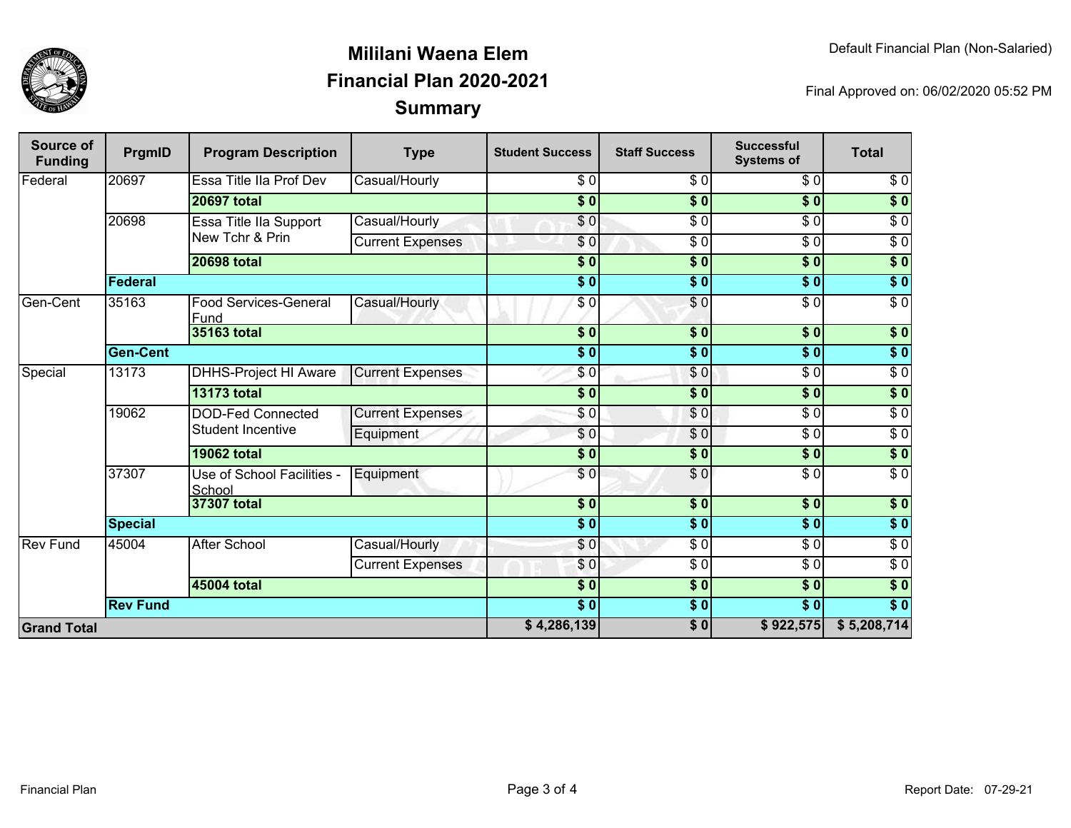# Mililani Waena Elem
# Financial Plan 2020-2021
# Summary

Default Financial Plan (Non-Salaried)

Final Approved on: 06/02/2020 05:52 PM

| Source of Funding | PrgmID | Program Description | Type | Student Success | Staff Success | Successful Systems of | Total |
|---|---|---|---|---|---|---|---|
| Federal | 20697 | Essa Title IIa Prof Dev | Casual/Hourly | $ 0 | $ 0 | $ 0 | $ 0 |
| | | **20697 total** | | **$ 0** | **$ 0** | **$ 0** | **$ 0** |
| | 20698 | Essa Title IIa Support New Tchr & Prin | Casual/Hourly | $ 0 | $ 0 | $ 0 | $ 0 |
| | | | Current Expenses | $ 0 | $ 0 | $ 0 | $ 0 |
| | | **20698 total** | | **$ 0** | **$ 0** | **$ 0** | **$ 0** |
| | **Federal** | | | **$ 0** | **$ 0** | **$ 0** | **$ 0** |
| Gen-Cent | 35163 | Food Services-General Fund | Casual/Hourly | $ 0 | $ 0 | $ 0 | $ 0 |
| | | **35163 total** | | **$ 0** | **$ 0** | **$ 0** | **$ 0** |
| | **Gen-Cent** | | | **$ 0** | **$ 0** | **$ 0** | **$ 0** |
| Special | 13173 | DHHS-Project HI Aware | Current Expenses | $ 0 | $ 0 | $ 0 | $ 0 |
| | | **13173 total** | | **$ 0** | **$ 0** | **$ 0** | **$ 0** |
| | 19062 | DOD-Fed Connected Student Incentive | Current Expenses | $ 0 | $ 0 | $ 0 | $ 0 |
| | | | Equipment | $ 0 | $ 0 | $ 0 | $ 0 |
| | | **19062 total** | | **$ 0** | **$ 0** | **$ 0** | **$ 0** |
| | 37307 | Use of School Facilities - School | Equipment | $ 0 | $ 0 | $ 0 | $ 0 |
| | | **37307 total** | | **$ 0** | **$ 0** | **$ 0** | **$ 0** |
| | **Special** | | | **$ 0** | **$ 0** | **$ 0** | **$ 0** |
| Rev Fund | 45004 | After School | Casual/Hourly | $ 0 | $ 0 | $ 0 | $ 0 |
| | | | Current Expenses | $ 0 | $ 0 | $ 0 | $ 0 |
| | | **45004 total** | | **$ 0** | **$ 0** | **$ 0** | **$ 0** |
| | **Rev Fund** | | | **$ 0** | **$ 0** | **$ 0** | **$ 0** |
| **Grand Total** | | | | **$ 4,286,139** | **$ 0** | **$ 922,575** | **$ 5,208,714** |

Financial Plan

Report Date: 07-29-21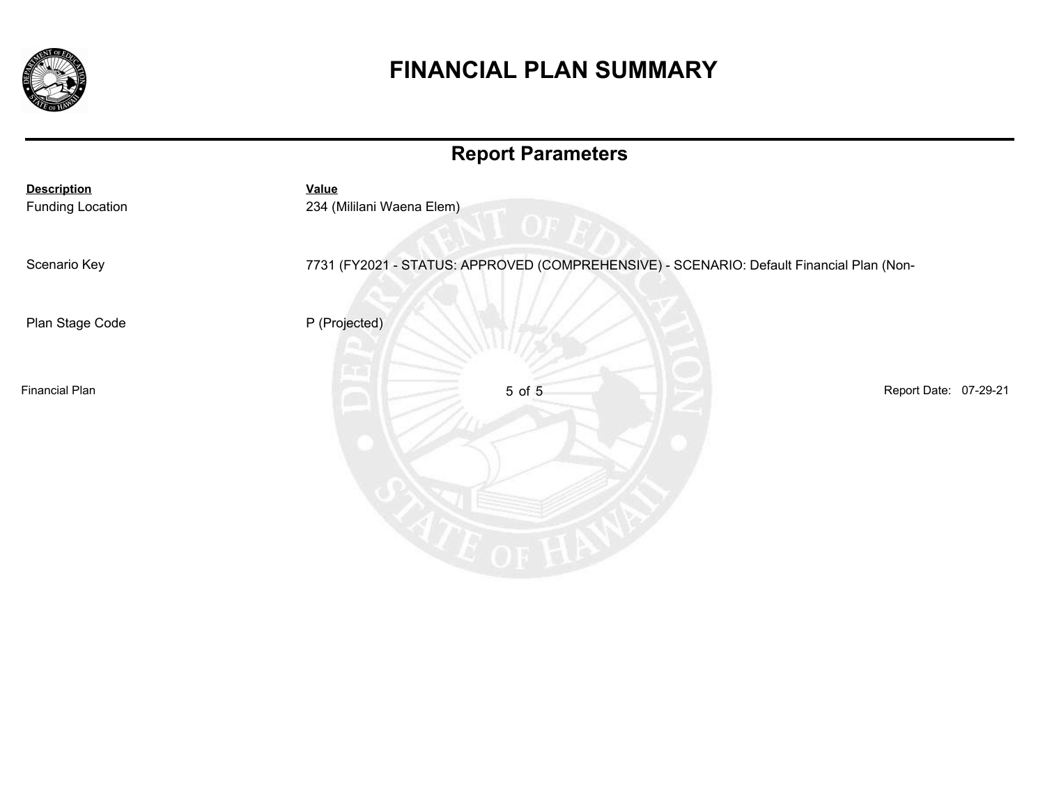# FINANCIAL PLAN SUMMARY

## Report Parameters

| Description | Value |
|---|---|
| Funding Location | 234 (Mililani Waena Elem) |
| Scenario Key | 7731 (FY2021 - STATUS: APPROVED (COMPREHENSIVE) - SCENARIO: Default Financial Plan (Non- |
| Plan Stage Code | P (Projected) |

Financial Plan

Report Date: 07-29-21